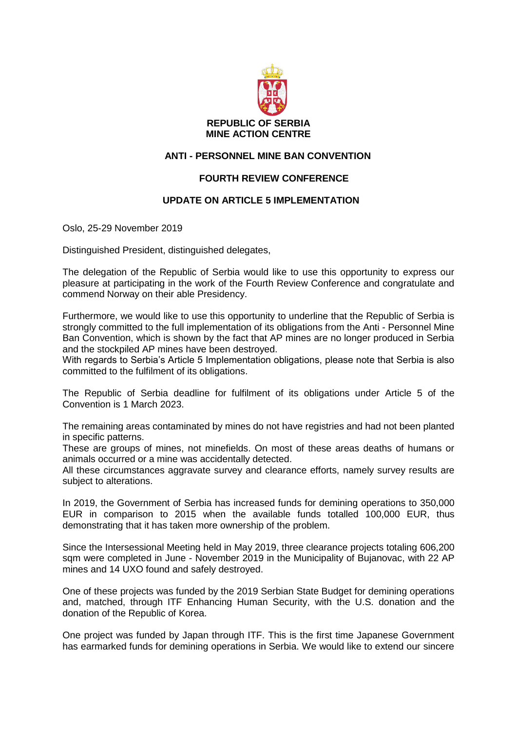**REPUBLIC OF SERBIA**
**MINE ACTION CENTRE**

**ANTI - PERSONNEL MINE BAN CONVENTION**

**FOURTH REVIEW CONFERENCE**

**UPDATE ON ARTICLE 5 IMPLEMENTATION**

Oslo, 25-29 November 2019

Distinguished President, distinguished delegates,

The delegation of the Republic of Serbia would like to use this opportunity to express our pleasure at participating in the work of the Fourth Review Conference and congratulate and commend Norway on their able Presidency.

Furthermore, we would like to use this opportunity to underline that the Republic of Serbia is strongly committed to the full implementation of its obligations from the Anti - Personnel Mine Ban Convention, which is shown by the fact that AP mines are no longer produced in Serbia and the stockpiled AP mines have been destroyed.
With regards to Serbia's Article 5 Implementation obligations, please note that Serbia is also committed to the fulfilment of its obligations.

The Republic of Serbia deadline for fulfilment of its obligations under Article 5 of the Convention is 1 March 2023.

The remaining areas contaminated by mines do not have registries and had not been planted in specific patterns.
These are groups of mines, not minefields. On most of these areas deaths of humans or animals occurred or a mine was accidentally detected.
All these circumstances aggravate survey and clearance efforts, namely survey results are subject to alterations.

In 2019, the Government of Serbia has increased funds for demining operations to 350,000 EUR in comparison to 2015 when the available funds totalled 100,000 EUR, thus demonstrating that it has taken more ownership of the problem.

Since the Intersessional Meeting held in May 2019, three clearance projects totaling 606,200 sqm were completed in June - November 2019 in the Municipality of Bujanovac, with 22 AP mines and 14 UXO found and safely destroyed.

One of these projects was funded by the 2019 Serbian State Budget for demining operations and, matched, through ITF Enhancing Human Security, with the U.S. donation and the donation of the Republic of Korea.

One project was funded by Japan through ITF. This is the first time Japanese Government has earmarked funds for demining operations in Serbia. We would like to extend our sincere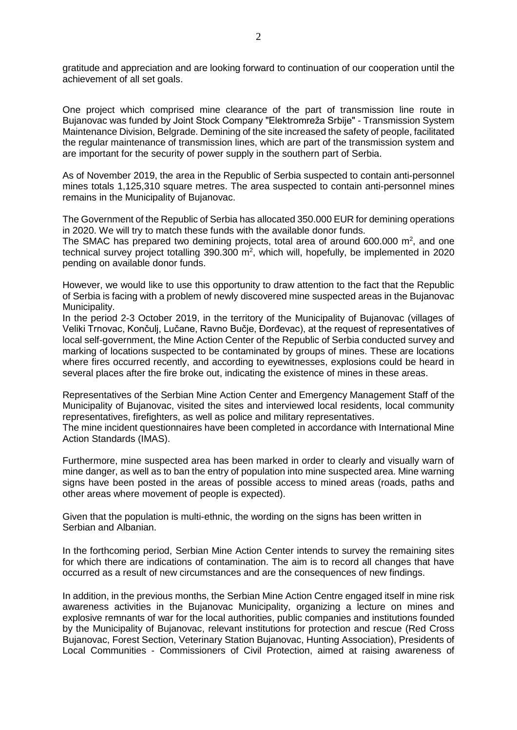gratitude and appreciation and are looking forward to continuation of our cooperation until the achievement of all set goals.

One project which comprised mine clearance of the part of transmission line route in Bujanovac was funded by Joint Stock Company "Elektromreža Srbije" - Transmission System Maintenance Division, Belgrade. Demining of the site increased the safety of people, facilitated the regular maintenance of transmission lines, which are part of the transmission system and are important for the security of power supply in the southern part of Serbia.

As of November 2019, the area in the Republic of Serbia suspected to contain anti-personnel mines totals 1,125,310 square metres. The area suspected to contain anti-personnel mines remains in the Municipality of Bujanovac.

The Government of the Republic of Serbia has allocated 350.000 EUR for demining operations in 2020. We will try to match these funds with the available donor funds.
The SMAC has prepared two demining projects, total area of around 600.000 m$^2$, and one technical survey project totalling 390.300 m$^2$, which will, hopefully, be implemented in 2020 pending on available donor funds.

However, we would like to use this opportunity to draw attention to the fact that the Republic of Serbia is facing with a problem of newly discovered mine suspected areas in the Bujanovac Municipality.
In the period 2-3 October 2019, in the territory of the Municipality of Bujanovac (villages of Veliki Trnovac, Končulj, Lučane, Ravno Bučje, Đorđevac), at the request of representatives of local self-government, the Mine Action Center of the Republic of Serbia conducted survey and marking of locations suspected to be contaminated by groups of mines. These are locations where fires occurred recently, and according to eyewitnesses, explosions could be heard in several places after the fire broke out, indicating the existence of mines in these areas.

Representatives of the Serbian Mine Action Center and Emergency Management Staff of the Municipality of Bujanovac, visited the sites and interviewed local residents, local community representatives, firefighters, as well as police and military representatives.
The mine incident questionnaires have been completed in accordance with International Mine Action Standards (IMAS).

Furthermore, mine suspected area has been marked in order to clearly and visually warn of mine danger, as well as to ban the entry of population into mine suspected area. Mine warning signs have been posted in the areas of possible access to mined areas (roads, paths and other areas where movement of people is expected).

Given that the population is multi-ethnic, the wording on the signs has been written in Serbian and Albanian.

In the forthcoming period, Serbian Mine Action Center intends to survey the remaining sites for which there are indications of contamination. The aim is to record all changes that have occurred as a result of new circumstances and are the consequences of new findings.

In addition, in the previous months, the Serbian Mine Action Centre engaged itself in mine risk awareness activities in the Bujanovac Municipality, organizing a lecture on mines and explosive remnants of war for the local authorities, public companies and institutions founded by the Municipality of Bujanovac, relevant institutions for protection and rescue (Red Cross Bujanovac, Forest Section, Veterinary Station Bujanovac, Hunting Association), Presidents of Local Communities - Commissioners of Civil Protection, aimed at raising awareness of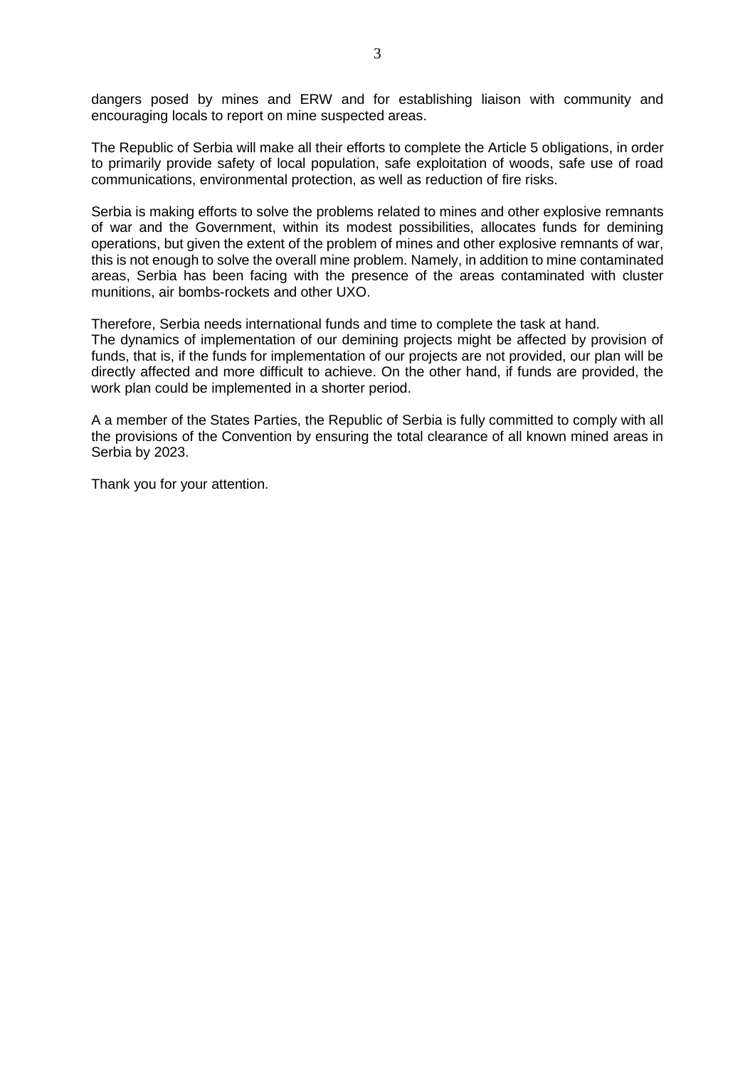dangers posed by mines and ERW and for establishing liaison with community and encouraging locals to report on mine suspected areas.

The Republic of Serbia will make all their efforts to complete the Article 5 obligations, in order to primarily provide safety of local population, safe exploitation of woods, safe use of road communications, environmental protection, as well as reduction of fire risks.

Serbia is making efforts to solve the problems related to mines and other explosive remnants of war and the Government, within its modest possibilities, allocates funds for demining operations, but given the extent of the problem of mines and other explosive remnants of war, this is not enough to solve the overall mine problem. Namely, in addition to mine contaminated areas, Serbia has been facing with the presence of the areas contaminated with cluster munitions, air bombs-rockets and other UXO.

Therefore, Serbia needs international funds and time to complete the task at hand.
The dynamics of implementation of our demining projects might be affected by provision of funds, that is, if the funds for implementation of our projects are not provided, our plan will be directly affected and more difficult to achieve. On the other hand, if funds are provided, the work plan could be implemented in a shorter period.

A a member of the States Parties, the Republic of Serbia is fully committed to comply with all the provisions of the Convention by ensuring the total clearance of all known mined areas in Serbia by 2023.

Thank you for your attention.